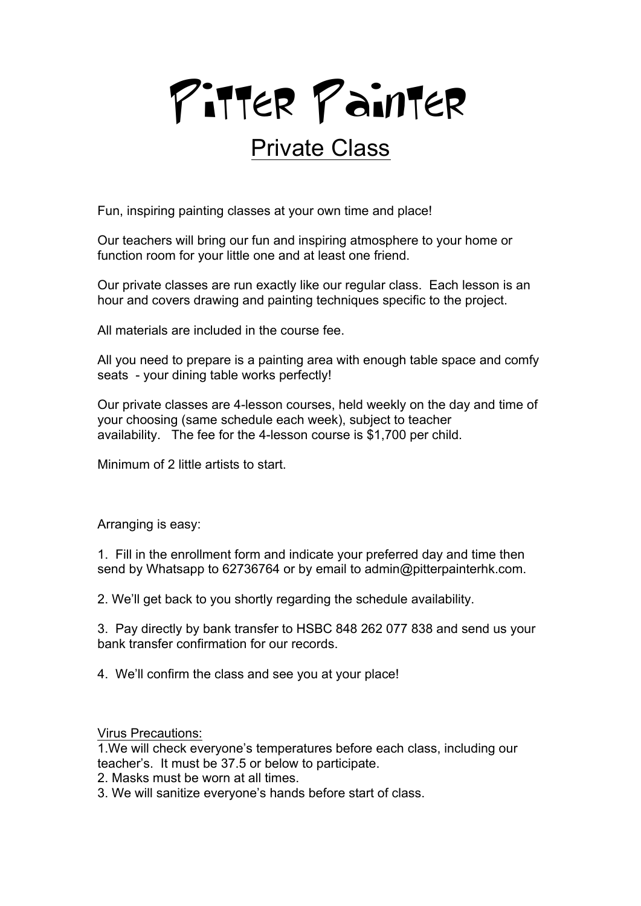# Pitter Painter

## Private Class

Fun, inspiring painting classes at your own time and place!

Our teachers will bring our fun and inspiring atmosphere to your home or function room for your little one and at least one friend.

Our private classes are run exactly like our regular class. Each lesson is an hour and covers drawing and painting techniques specific to the project.

All materials are included in the course fee.

All you need to prepare is a painting area with enough table space and comfy seats - your dining table works perfectly!

Our private classes are 4-lesson courses, held weekly on the day and time of your choosing (same schedule each week), subject to teacher availability. The fee for the 4-lesson course is $1,700 per child.

Minimum of 2 little artists to start.

Arranging is easy:

1. Fill in the enrollment form and indicate your preferred day and time then send by Whatsapp to 62736764 or by email to admin@pitterpainterhk.com.

2. We'll get back to you shortly regarding the schedule availability.

3. Pay directly by bank transfer to HSBC 848 262 077 838 and send us your bank transfer confirmation for our records.

4. We'll confirm the class and see you at your place!

<u>Virus Precautions:</u>

1. We will check everyone's temperatures before each class, including our teacher's. It must be 37.5 or below to participate.
2. Masks must be worn at all times.
3. We will sanitize everyone's hands before start of class.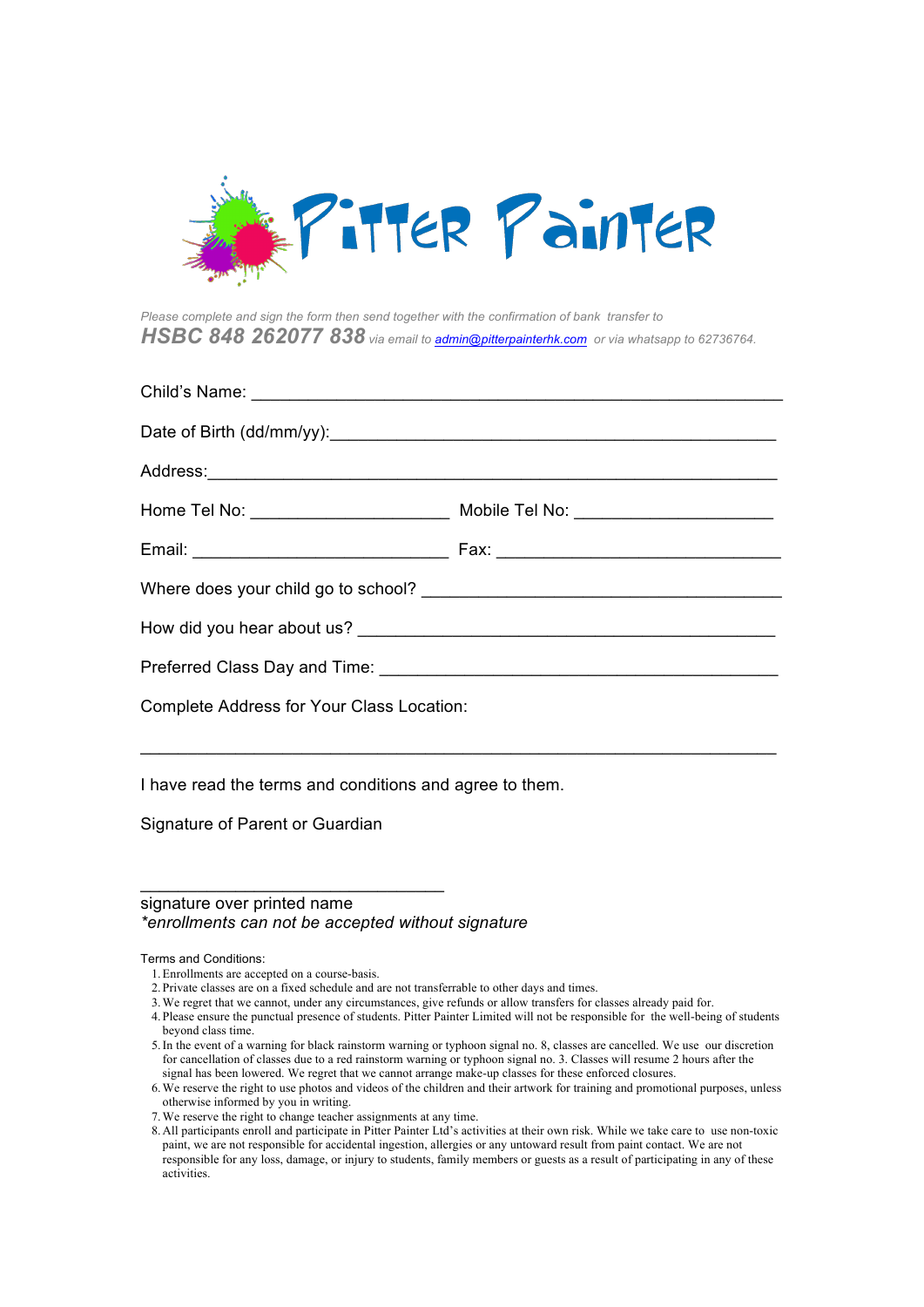# Pitter Painter

*Please complete and sign the form then send together with the confirmation of bank transfer to*
***HSBC 848 262077 838*** *via email to [admin@pitterpainterhk.com](mailto:admin@pitterpainterhk.com) or via whatsapp to 62736764.*

Child's Name: ___________________________________________________________

Date of Birth (dd/mm/yy):_______________________________________________

Address:_________________________________________________________________

Home Tel No: ______________________ Mobile Tel No: ______________________

Email: _____________________________ Fax: ________________________________

Where does your child go to school? ________________________________________

How did you hear about us? ______________________________________________

Preferred Class Day and Time: ____________________________________________

Complete Address for Your Class Location:

_________________________________________________________________________

I have read the terms and conditions and agree to them.

Signature of Parent or Guardian

___________________________________
signature over printed name
*\*enrollments can not be accepted without signature*

Terms and Conditions:

1. Enrollments are accepted on a course-basis.
2. Private classes are on a fixed schedule and are not transferrable to other days and times.
3. We regret that we cannot, under any circumstances, give refunds or allow transfers for classes already paid for.
4. Please ensure the punctual presence of students. Pitter Painter Limited will not be responsible for the well-being of students beyond class time.
5. In the event of a warning for black rainstorm warning or typhoon signal no. 8, classes are cancelled. We use our discretion for cancellation of classes due to a red rainstorm warning or typhoon signal no. 3. Classes will resume 2 hours after the signal has been lowered. We regret that we cannot arrange make-up classes for these enforced closures.
6. We reserve the right to use photos and videos of the children and their artwork for training and promotional purposes, unless otherwise informed by you in writing.
7. We reserve the right to change teacher assignments at any time.
8. All participants enroll and participate in Pitter Painter Ltd's activities at their own risk. While we take care to use non-toxic paint, we are not responsible for accidental ingestion, allergies or any untoward result from paint contact. We are not responsible for any loss, damage, or injury to students, family members or guests as a result of participating in any of these activities.